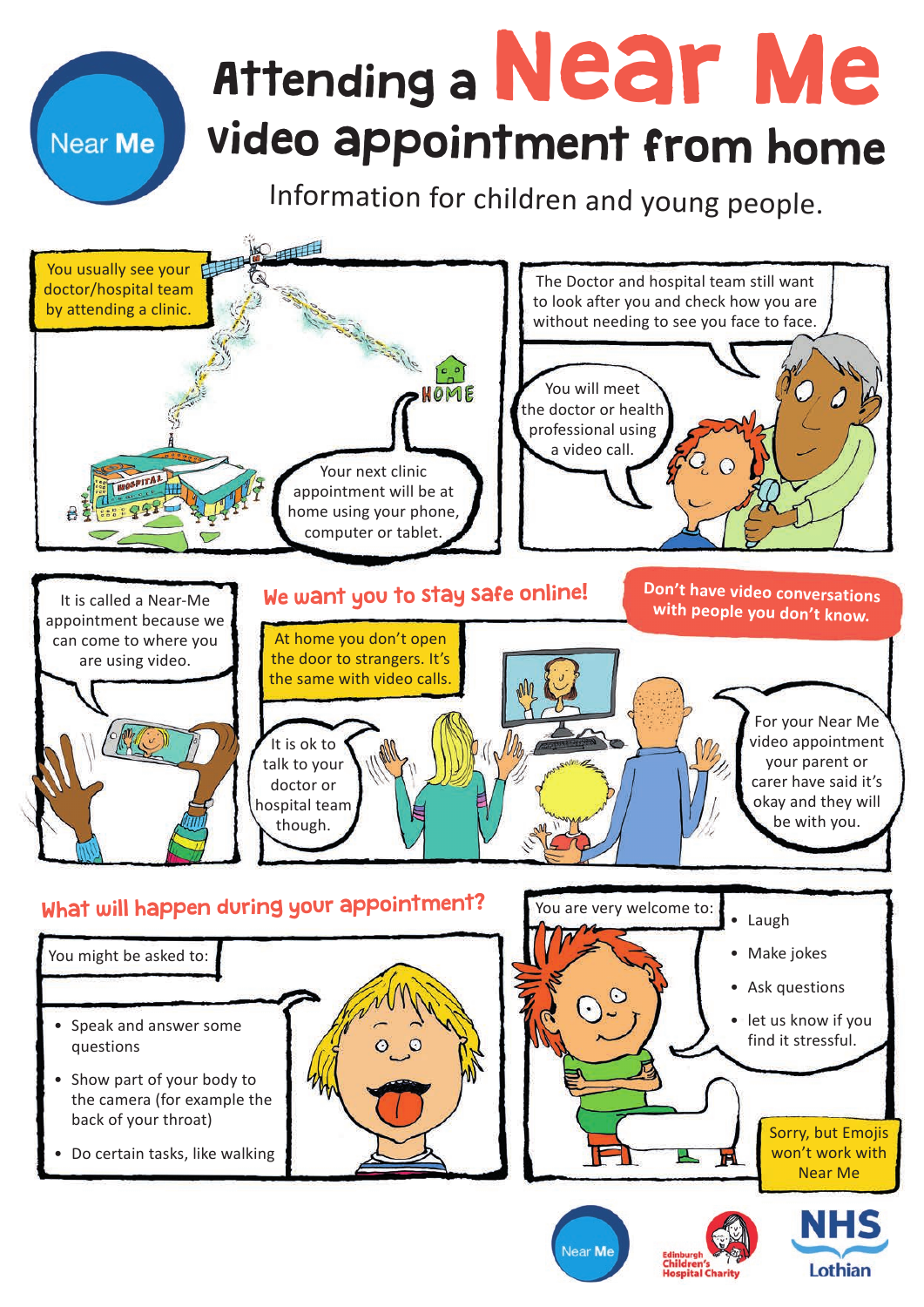# Attending a Near Me video appointment from home

Information for children and young people.

You usually see your doctor/hospital team by attending a clinic.

HOME

Your next clinic appointment will be at home using your phone, computer or tablet.

The Doctor and hospital team still want to look after you and check how you are without needing to see you face to face.

You will meet the doctor or health professional using a video call.

It is called a Near-Me appointment because we can come to where you are using video.

## We want you to stay safe online!

**Don't have video conversations with people you don't know.**

At home you don't open the door to strangers. It's the same with video calls.

It is ok to talk to your doctor or hospital team though.

For your Near Me video appointment your parent or carer have said it's okay and they will be with you.

## What will happen during your appointment?

You might be asked to:

- Speak and answer some questions
- Show part of your body to the camera (for example the back of your throat)
- Do certain tasks, like walking

You are very welcome to:

- Laugh
- Make jokes
- Ask questions
- let us know if you find it stressful.

Sorry, but Emojis won't work with Near Me

Near Me | Edinburgh Children's Hospital Charity | NHS Lothian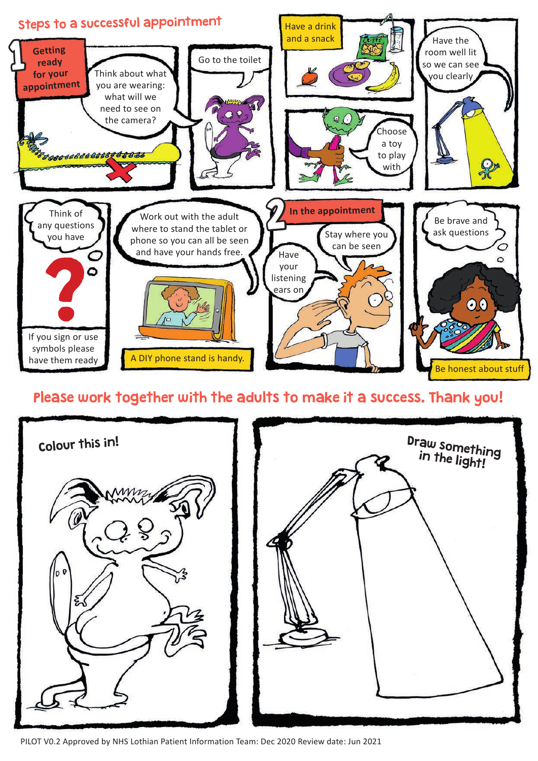# Steps to a successful appointment

## 1 Getting ready for your appointment

Think about what you are wearing: what will we need to see on the camera?

Go to the toilet

Have a drink and a snack

Choose a toy to play with

Have the room well lit so we can see you clearly

Think of any questions you have

If you sign or use symbols please have them ready

Work out with the adult where to stand the tablet or phone so you can all be seen and have your hands free.

A DIY phone stand is handy.

## 2 In the appointment

Have your listening ears on

Stay where you can be seen

Be brave and ask questions

Be honest about stuff

**Please work together with the adults to make it a success. Thank you!**

Colour this in!

Draw something in the light!

PILOT V0.2 Approved by NHS Lothian Patient Information Team: Dec 2020 Review date: Jun 2021